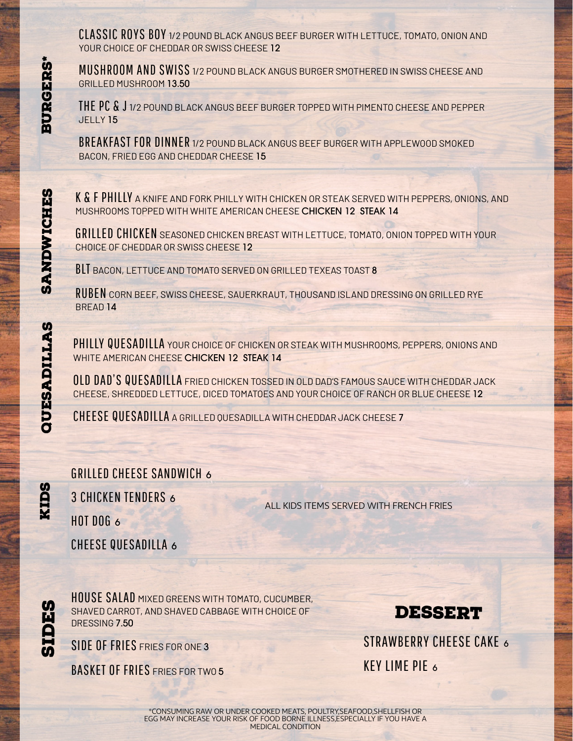## BURGERS*

**CLASSIC ROYS BOY** 1/2 POUND BLACK ANGUS BEEF BURGER WITH LETTUCE, TOMATO, ONION AND YOUR CHOICE OF CHEDDAR OR SWISS CHEESE 12

**MUSHROOM AND SWISS** 1/2 POUND BLACK ANGUS BURGER SMOTHERED IN SWISS CHEESE AND GRILLED MUSHROOM 13.50

**THE PC & J** 1/2 POUND BLACK ANGUS BEEF BURGER TOPPED WITH PIMENTO CHEESE AND PEPPER JELLY 15

**BREAKFAST FOR DINNER** 1/2 POUND BLACK ANGUS BEEF BURGER WITH APPLEWOOD SMOKED BACON, FRIED EGG AND CHEDDAR CHEESE 15

## SANDWICHES

**K & F PHILLY** A KNIFE AND FORK PHILLY WITH CHICKEN OR STEAK SERVED WITH PEPPERS, ONIONS, AND MUSHROOMS TOPPED WITH WHITE AMERICAN CHEESE CHICKEN 12 STEAK 14

**GRILLED CHICKEN** SEASONED CHICKEN BREAST WITH LETTUCE, TOMATO, ONION TOPPED WITH YOUR CHOICE OF CHEDDAR OR SWISS CHEESE 12

**BLT** BACON, LETTUCE AND TOMATO SERVED ON GRILLED TEXEAS TOAST 8

**RUBEN** CORN BEEF, SWISS CHEESE, SAUERKRAUT, THOUSAND ISLAND DRESSING ON GRILLED RYE BREAD 14

## QUESADILLAS

**PHILLY QUESADILLA** YOUR CHOICE OF CHICKEN OR STEAK WITH MUSHROOMS, PEPPERS, ONIONS AND WHITE AMERICAN CHEESE CHICKEN 12 STEAK 14

**OLD DAD'S QUESADILLA** FRIED CHICKEN TOSSED IN OLD DAD'S FAMOUS SAUCE WITH CHEDDAR JACK CHEESE, SHREDDED LETTUCE, DICED TOMATOES AND YOUR CHOICE OF RANCH OR BLUE CHEESE 12

**CHEESE QUESADILLA** A GRILLED QUESADILLA WITH CHEDDAR JACK CHEESE 7

## KIDS

GRILLED CHEESE SANDWICH 6

3 CHICKEN TENDERS 6

HOT DOG 6

CHEESE QUESADILLA 6

ALL KIDS ITEMS SERVED WITH FRENCH FRIES

## SIDES

**HOUSE SALAD** MIXED GREENS WITH TOMATO, CUCUMBER, SHAVED CARROT, AND SHAVED CABBAGE WITH CHOICE OF DRESSING 7.50

**SIDE OF FRIES** FRIES FOR ONE 3

**BASKET OF FRIES** FRIES FOR TWO 5

## DESSERT

STRAWBERRY CHEESE CAKE 6

KEY LIME PIE 6

*CONSUMING RAW OR UNDER COOKED MEATS, POULTRY,SEAFOOD,SHELLFISH OR EGG MAY INCREASE YOUR RISK OF FOOD BORNE ILLNESS,ESPECIALLY IF YOU HAVE A MEDICAL CONDITION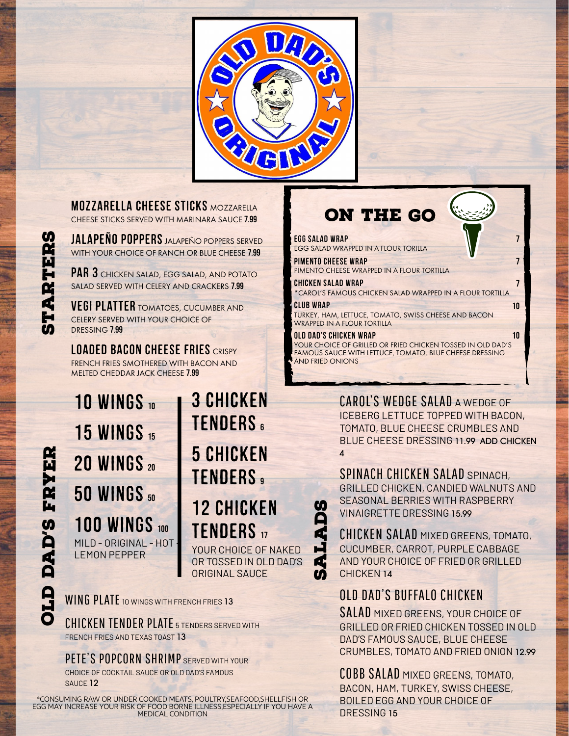# STARTERS

**MOZZARELLA CHEESE STICKS** MOZZARELLA CHEESE STICKS SERVED WITH MARINARA SAUCE 7.99

**JALAPEÑO POPPERS** JALAPEÑO POPPERS SERVED WITH YOUR CHOICE OF RANCH OR BLUE CHEESE 7.99

**PAR 3** CHICKEN SALAD, EGG SALAD, AND POTATO SALAD SERVED WITH CELERY AND CRACKERS 7.99

**VEGI PLATTER** TOMATOES, CUCUMBER AND CELERY SERVED WITH YOUR CHOICE OF DRESSING 7.99

**LOADED BACON CHEESE FRIES** CRISPY FRENCH FRIES SMOTHERED WITH BACON AND MELTED CHEDDAR JACK CHEESE 7.99

# ON THE GO

| | |
|---|---|
| **EGG SALAD WRAP** EGG SALAD WRAPPED IN A FLOUR TORILLA | 7 |
| **PIMENTO CHEESE WRAP** PIMENTO CHEESE WRAPPED IN A FLOUR TORTILLA | 7 |
| **CHICKEN SALAD WRAP** *CAROL'S FAMOUS CHICKEN SALAD WRAPPED IN A FLOUR TORTILLA | 7 |
| **CLUB WRAP** TURKEY, HAM, LETTUCE, TOMATO, SWISS CHEESE AND BACON WRAPPED IN A FLOUR TORTILLA | 10 |
| **OLD DAD'S CHICKEN WRAP** YOUR CHOICE OF GRILLED OR FRIED CHICKEN TOSSED IN OLD DAD'S FAMOUS SAUCE WITH LETTUCE, TOMATO, BLUE CHEESE DRESSING AND FRIED ONIONS | 10 |

# OLD DAD'S FRYER

**10 WINGS** 10

**15 WINGS** 15

**20 WINGS** 20

**50 WINGS** 50

**100 WINGS** 100

MILD - ORIGINAL - HOT - LEMON PEPPER

**3 CHICKEN TENDERS** 6

**5 CHICKEN TENDERS** 9

**12 CHICKEN TENDERS** 17

YOUR CHOICE OF NAKED OR TOSSED IN OLD DAD'S ORIGINAL SAUCE

**WING PLATE** 10 WINGS WITH FRENCH FRIES 13

**CHICKEN TENDER PLATE** 5 TENDERS SERVED WITH FRENCH FRIES AND TEXAS TOAST 13

**PETE'S POPCORN SHRIMP** SERVED WITH YOUR CHOICE OF COCKTAIL SAUCE OR OLD DAD'S FAMOUS SAUCE 12

*CONSUMING RAW OR UNDER COOKED MEATS, POULTRY,SEAFOOD,SHELLFISH OR EGG MAY INCREASE YOUR RISK OF FOOD BORNE ILLNESS,ESPECIALLY IF YOU HAVE A MEDICAL CONDITION

# SALADS

**CAROL'S WEDGE SALAD** A WEDGE OF ICEBERG LETTUCE TOPPED WITH BACON, TOMATO, BLUE CHEESE CRUMBLES AND BLUE CHEESE DRESSING 11.99 ADD CHICKEN 4

**SPINACH CHICKEN SALAD** SPINACH, GRILLED CHICKEN, CANDIED WALNUTS AND SEASONAL BERRIES WITH RASPBERRY VINAIGRETTE DRESSING 15.99

**CHICKEN SALAD** MIXED GREENS, TOMATO, CUCUMBER, CARROT, PURPLE CABBAGE AND YOUR CHOICE OF FRIED OR GRILLED CHICKEN 14

**OLD DAD'S BUFFALO CHICKEN SALAD** MIXED GREENS, YOUR CHOICE OF GRILLED OR FRIED CHICKEN TOSSED IN OLD DAD'S FAMOUS SAUCE, BLUE CHEESE CRUMBLES, TOMATO AND FRIED ONION 12.99

**COBB SALAD** MIXED GREENS, TOMATO, BACON, HAM, TURKEY, SWISS CHEESE, BOILED EGG AND YOUR CHOICE OF DRESSING 15